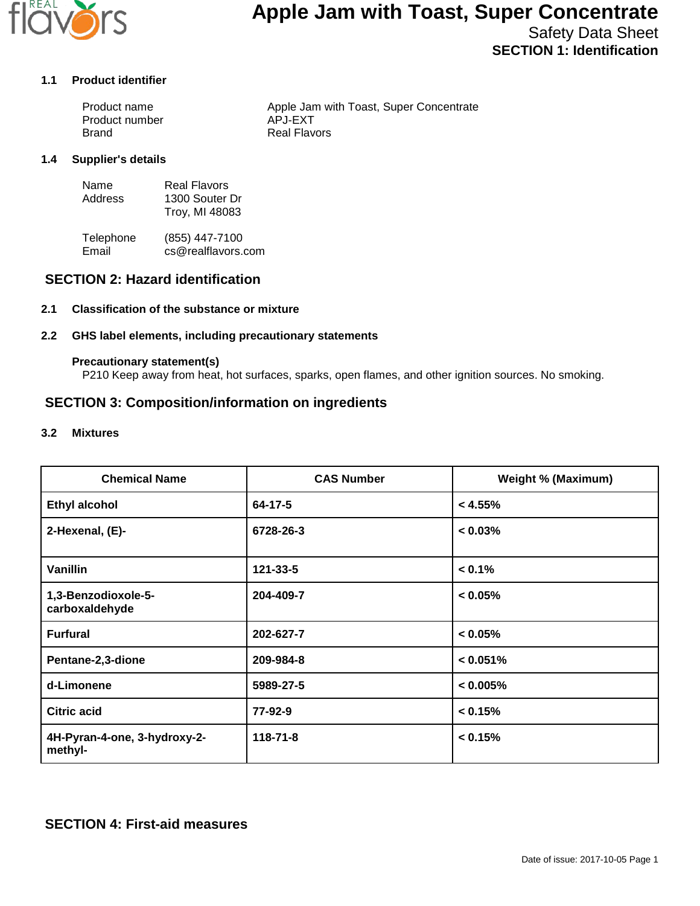# Apple Jam with Toast, Super Concentrate

Safety Data Sheet

## SECTION 1: Identification

### 1.1 Product identifier

| | |
|---|---|
| Product name | Apple Jam with Toast, Super Concentrate |
| Product number | APJ-EXT |
| Brand | Real Flavors |

### 1.4 Supplier's details

Name: Real Flavors
Address: 1300 Souter Dr
Troy, MI 48083

Telephone: (855) 447-7100
Email: cs@realflavors.com

## SECTION 2: Hazard identification

### 2.1 Classification of the substance or mixture

### 2.2 GHS label elements, including precautionary statements

**Precautionary statement(s)**

P210 Keep away from heat, hot surfaces, sparks, open flames, and other ignition sources. No smoking.

## SECTION 3: Composition/information on ingredients

### 3.2 Mixtures

| Chemical Name | CAS Number | Weight % (Maximum) |
|---|---|---|
| **Ethyl alcohol** | **64-17-5** | **< 4.55%** |
| **2-Hexenal, (E)-** | **6728-26-3** | **< 0.03%** |
| **Vanillin** | **121-33-5** | **< 0.1%** |
| **1,3-Benzodioxole-5-carboxaldehyde** | **204-409-7** | **< 0.05%** |
| **Furfural** | **202-627-7** | **< 0.05%** |
| **Pentane-2,3-dione** | **209-984-8** | **< 0.051%** |
| **d-Limonene** | **5989-27-5** | **< 0.005%** |
| **Citric acid** | **77-92-9** | **< 0.15%** |
| **4H-Pyran-4-one, 3-hydroxy-2-methyl-** | **118-71-8** | **< 0.15%** |

## SECTION 4: First-aid measures

Date of issue: 2017-10-05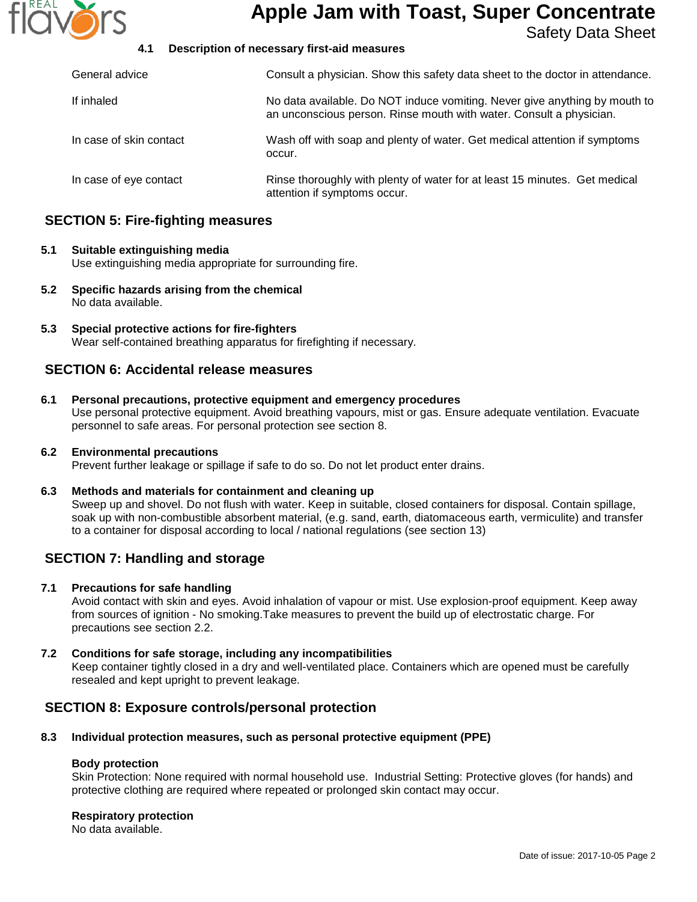### 4.1 Description of necessary first-aid measures

| | |
|---|---|
| General advice | Consult a physician. Show this safety data sheet to the doctor in attendance. |
| If inhaled | No data available. Do NOT induce vomiting. Never give anything by mouth to an unconscious person. Rinse mouth with water. Consult a physician. |
| In case of skin contact | Wash off with soap and plenty of water. Get medical attention if symptoms occur. |
| In case of eye contact | Rinse thoroughly with plenty of water for at least 15 minutes. Get medical attention if symptoms occur. |

## SECTION 5: Fire-fighting measures

**5.1 Suitable extinguishing media**
Use extinguishing media appropriate for surrounding fire.

**5.2 Specific hazards arising from the chemical**
No data available.

**5.3 Special protective actions for fire-fighters**
Wear self-contained breathing apparatus for firefighting if necessary.

## SECTION 6: Accidental release measures

**6.1 Personal precautions, protective equipment and emergency procedures**
Use personal protective equipment. Avoid breathing vapours, mist or gas. Ensure adequate ventilation. Evacuate personnel to safe areas. For personal protection see section 8.

**6.2 Environmental precautions**
Prevent further leakage or spillage if safe to do so. Do not let product enter drains.

**6.3 Methods and materials for containment and cleaning up**
Sweep up and shovel. Do not flush with water. Keep in suitable, closed containers for disposal. Contain spillage, soak up with non-combustible absorbent material, (e.g. sand, earth, diatomaceous earth, vermiculite) and transfer to a container for disposal according to local / national regulations (see section 13)

## SECTION 7: Handling and storage

**7.1 Precautions for safe handling**
Avoid contact with skin and eyes. Avoid inhalation of vapour or mist. Use explosion-proof equipment. Keep away from sources of ignition - No smoking.Take measures to prevent the build up of electrostatic charge. For precautions see section 2.2.

**7.2 Conditions for safe storage, including any incompatibilities**
Keep container tightly closed in a dry and well-ventilated place. Containers which are opened must be carefully resealed and kept upright to prevent leakage.

## SECTION 8: Exposure controls/personal protection

**8.3 Individual protection measures, such as personal protective equipment (PPE)**

**Body protection**
Skin Protection: None required with normal household use. Industrial Setting: Protective gloves (for hands) and protective clothing are required where repeated or prolonged skin contact may occur.

**Respiratory protection**
No data available.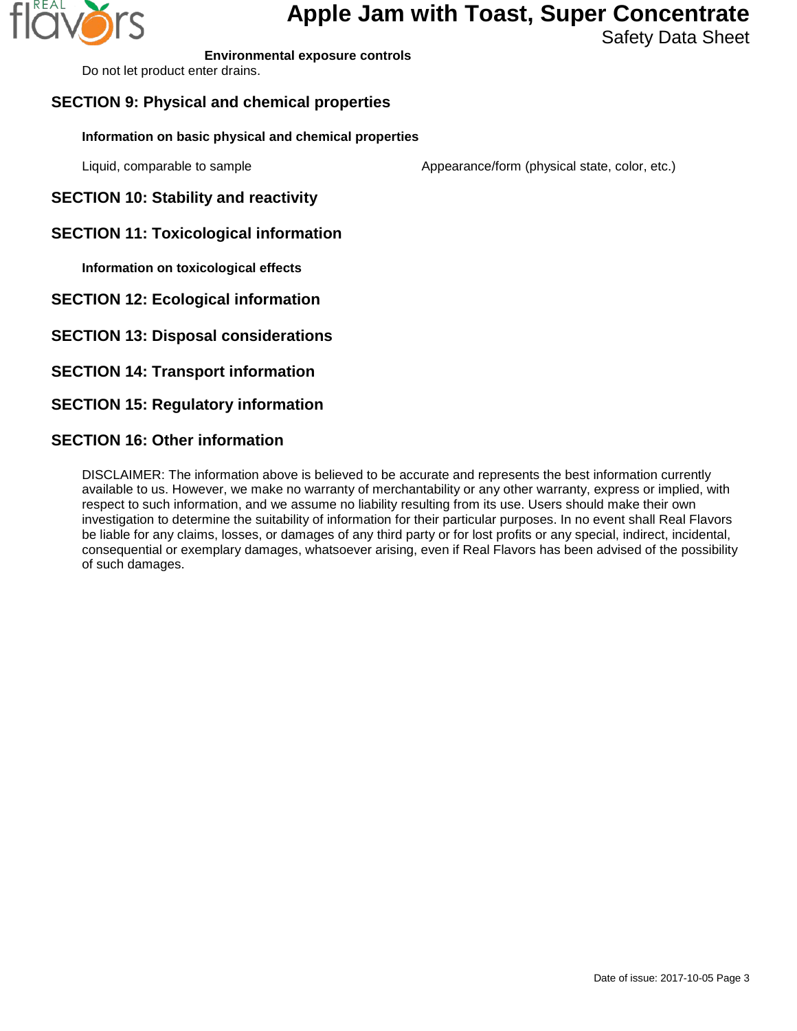#### Environmental exposure controls

Do not let product enter drains.

## SECTION 9: Physical and chemical properties

#### Information on basic physical and chemical properties

| | |
|---|---|
| Liquid, comparable to sample | Appearance/form (physical state, color, etc.) |

## SECTION 10: Stability and reactivity

## SECTION 11: Toxicological information

#### Information on toxicological effects

## SECTION 12: Ecological information

## SECTION 13: Disposal considerations

## SECTION 14: Transport information

## SECTION 15: Regulatory information

## SECTION 16: Other information

DISCLAIMER: The information above is believed to be accurate and represents the best information currently available to us. However, we make no warranty of merchantability or any other warranty, express or implied, with respect to such information, and we assume no liability resulting from its use. Users should make their own investigation to determine the suitability of information for their particular purposes. In no event shall Real Flavors be liable for any claims, losses, or damages of any third party or for lost profits or any special, indirect, incidental, consequential or exemplary damages, whatsoever arising, even if Real Flavors has been advised of the possibility of such damages.

Date of issue: 2017-10-05